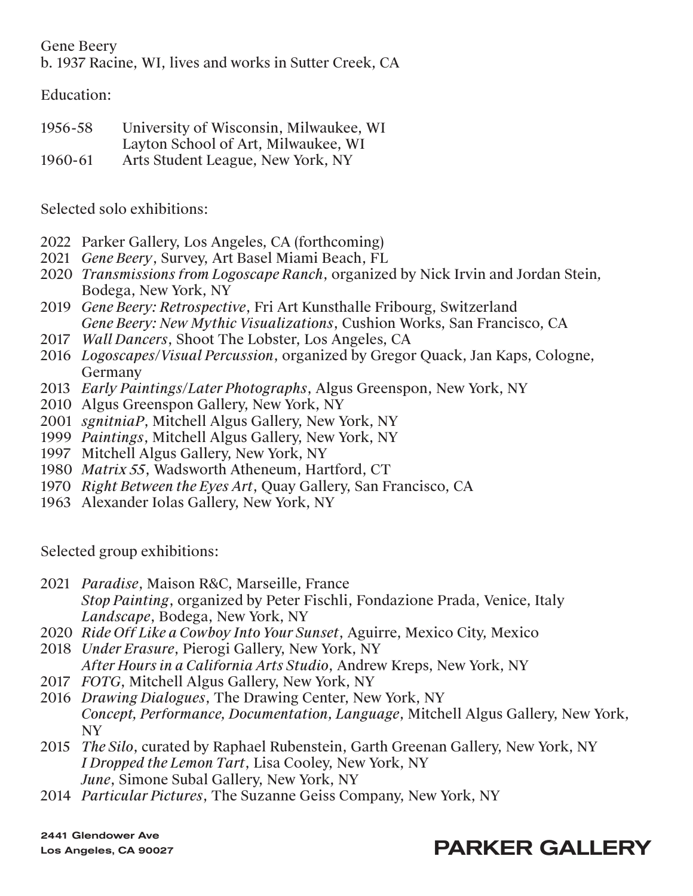Gene Beery
b. 1937 Racine, WI, lives and works in Sutter Creek, CA

Education:

1956-58 University of Wisconsin, Milwaukee, WI
Layton School of Art, Milwaukee, WI
1960-61 Arts Student League, New York, NY

Selected solo exhibitions:

2022 Parker Gallery, Los Angeles, CA (forthcoming)
2021 *Gene Beery*, Survey, Art Basel Miami Beach, FL
2020 *Transmissions from Logoscape Ranch*, organized by Nick Irvin and Jordan Stein, Bodega, New York, NY
2019 *Gene Beery: Retrospective*, Fri Art Kunsthalle Fribourg, Switzerland
*Gene Beery: New Mythic Visualizations*, Cushion Works, San Francisco, CA
2017 *Wall Dancers*, Shoot The Lobster, Los Angeles, CA
2016 *Logoscapes/Visual Percussion*, organized by Gregor Quack, Jan Kaps, Cologne, Germany
2013 *Early Paintings/Later Photographs*, Algus Greenspon, New York, NY
2010 Algus Greenspon Gallery, New York, NY
2001 *sgnitniaP*, Mitchell Algus Gallery, New York, NY
1999 *Paintings*, Mitchell Algus Gallery, New York, NY
1997 Mitchell Algus Gallery, New York, NY
1980 *Matrix 55*, Wadsworth Atheneum, Hartford, CT
1970 *Right Between the Eyes Art*, Quay Gallery, San Francisco, CA
1963 Alexander Iolas Gallery, New York, NY

Selected group exhibitions:

2021 *Paradise*, Maison R&C, Marseille, France
*Stop Painting*, organized by Peter Fischli, Fondazione Prada, Venice, Italy
*Landscape*, Bodega, New York, NY
2020 *Ride Off Like a Cowboy Into Your Sunset*, Aguirre, Mexico City, Mexico
2018 *Under Erasure*, Pierogi Gallery, New York, NY
*After Hours in a California Arts Studio*, Andrew Kreps, New York, NY
2017 *FOTG*, Mitchell Algus Gallery, New York, NY
2016 *Drawing Dialogues*, The Drawing Center, New York, NY
*Concept, Performance, Documentation, Language*, Mitchell Algus Gallery, New York, NY
2015 *The Silo*, curated by Raphael Rubenstein, Garth Greenan Gallery, New York, NY
*I Dropped the Lemon Tart*, Lisa Cooley, New York, NY
*June*, Simone Subal Gallery, New York, NY
2014 *Particular Pictures*, The Suzanne Geiss Company, New York, NY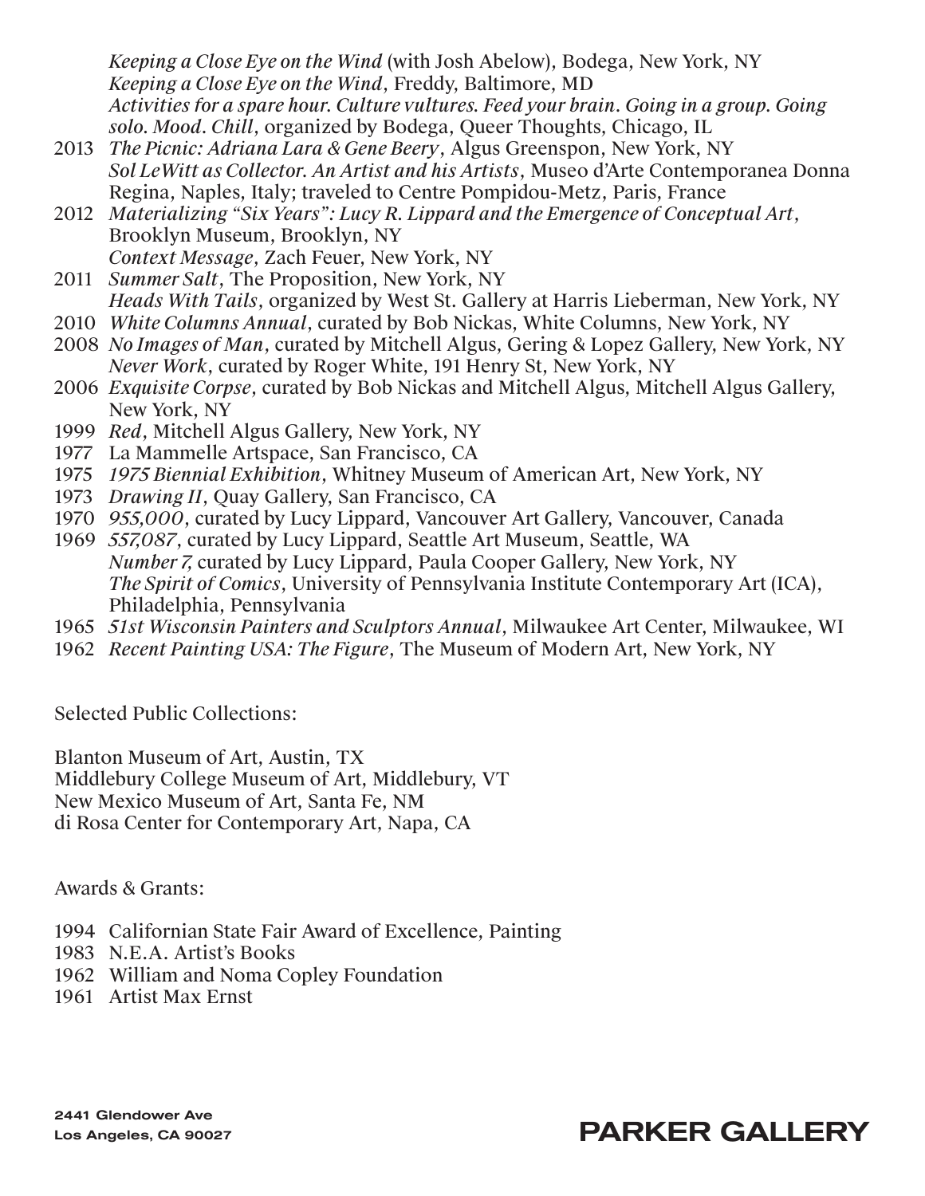*Keeping a Close Eye on the Wind* (with Josh Abelow), Bodega, New York, NY
*Keeping a Close Eye on the Wind*, Freddy, Baltimore, MD
*Activities for a spare hour. Culture vultures. Feed your brain. Going in a group. Going solo. Mood. Chill*, organized by Bodega, Queer Thoughts, Chicago, IL

2013 *The Picnic: Adriana Lara & Gene Beery*, Algus Greenspon, New York, NY
*Sol LeWitt as Collector. An Artist and his Artists*, Museo d'Arte Contemporanea Donna Regina, Naples, Italy; traveled to Centre Pompidou-Metz, Paris, France

2012 *Materializing "Six Years": Lucy R. Lippard and the Emergence of Conceptual Art*, Brooklyn Museum, Brooklyn, NY
*Context Message*, Zach Feuer, New York, NY

2011 *Summer Salt*, The Proposition, New York, NY
*Heads With Tails*, organized by West St. Gallery at Harris Lieberman, New York, NY

2010 *White Columns Annual*, curated by Bob Nickas, White Columns, New York, NY

2008 *No Images of Man*, curated by Mitchell Algus, Gering & Lopez Gallery, New York, NY
*Never Work*, curated by Roger White, 191 Henry St, New York, NY

2006 *Exquisite Corpse*, curated by Bob Nickas and Mitchell Algus, Mitchell Algus Gallery, New York, NY

1999 *Red*, Mitchell Algus Gallery, New York, NY

1977 La Mammelle Artspace, San Francisco, CA

1975 *1975 Biennial Exhibition*, Whitney Museum of American Art, New York, NY

1973 *Drawing II*, Quay Gallery, San Francisco, CA

1970 *955,000*, curated by Lucy Lippard, Vancouver Art Gallery, Vancouver, Canada

1969 *557,087*, curated by Lucy Lippard, Seattle Art Museum, Seattle, WA
*Number 7*, curated by Lucy Lippard, Paula Cooper Gallery, New York, NY
*The Spirit of Comics*, University of Pennsylvania Institute Contemporary Art (ICA), Philadelphia, Pennsylvania

1965 *51st Wisconsin Painters and Sculptors Annual*, Milwaukee Art Center, Milwaukee, WI

1962 *Recent Painting USA: The Figure*, The Museum of Modern Art, New York, NY

Selected Public Collections:

Blanton Museum of Art, Austin, TX
Middlebury College Museum of Art, Middlebury, VT
New Mexico Museum of Art, Santa Fe, NM
di Rosa Center for Contemporary Art, Napa, CA

Awards & Grants:

1994 Californian State Fair Award of Excellence, Painting
1983 N.E.A. Artist's Books
1962 William and Noma Copley Foundation
1961 Artist Max Ernst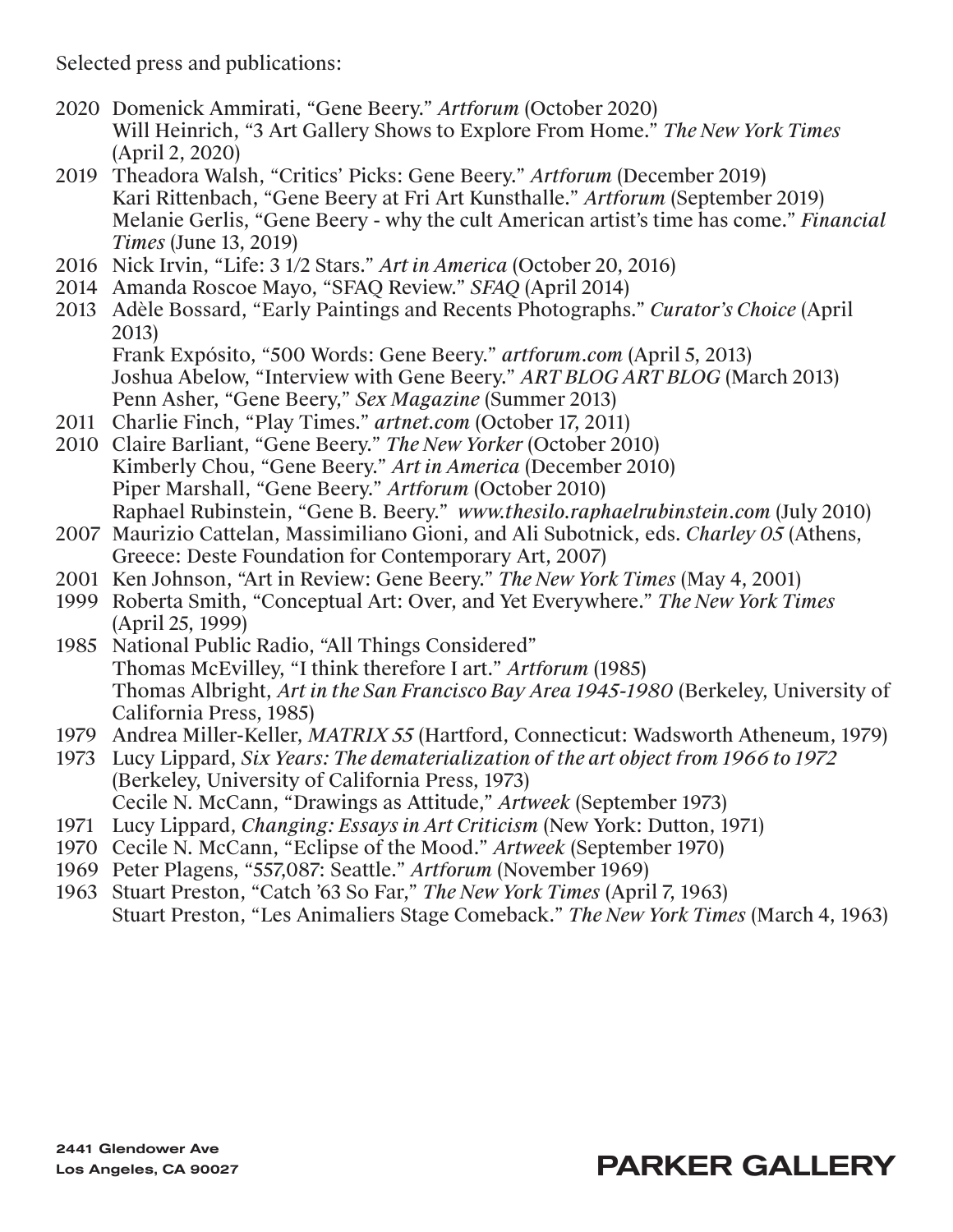Selected press and publications:

2020 Domenick Ammirati, "Gene Beery." *Artforum* (October 2020)
Will Heinrich, "3 Art Gallery Shows to Explore From Home." *The New York Times* (April 2, 2020)

2019 Theadora Walsh, "Critics' Picks: Gene Beery." *Artforum* (December 2019)
Kari Rittenbach, "Gene Beery at Fri Art Kunsthalle." *Artforum* (September 2019)
Melanie Gerlis, "Gene Beery - why the cult American artist's time has come." *Financial Times* (June 13, 2019)

2016 Nick Irvin, "Life: 3 1/2 Stars." *Art in America* (October 20, 2016)

2014 Amanda Roscoe Mayo, "SFAQ Review." *SFAQ* (April 2014)

2013 Adèle Bossard, "Early Paintings and Recents Photographs." *Curator's Choice* (April 2013)
Frank Expósito, "500 Words: Gene Beery." *artforum.com* (April 5, 2013)
Joshua Abelow, "Interview with Gene Beery." *ART BLOG ART BLOG* (March 2013)
Penn Asher, "Gene Beery," *Sex Magazine* (Summer 2013)

2011 Charlie Finch, "Play Times." *artnet.com* (October 17, 2011)

2010 Claire Barliant, "Gene Beery." *The New Yorker* (October 2010)
Kimberly Chou, "Gene Beery." *Art in America* (December 2010)
Piper Marshall, "Gene Beery." *Artforum* (October 2010)
Raphael Rubinstein, "Gene B. Beery." *www.thesilo.raphaelrubinstein.com* (July 2010)

2007 Maurizio Cattelan, Massimiliano Gioni, and Ali Subotnick, eds. *Charley 05* (Athens, Greece: Deste Foundation for Contemporary Art, 2007)

2001 Ken Johnson, "Art in Review: Gene Beery." *The New York Times* (May 4, 2001)

1999 Roberta Smith, "Conceptual Art: Over, and Yet Everywhere." *The New York Times* (April 25, 1999)

1985 National Public Radio, "All Things Considered"
Thomas McEvilley, "I think therefore I art." *Artforum* (1985)
Thomas Albright, *Art in the San Francisco Bay Area 1945-1980* (Berkeley, University of California Press, 1985)

1979 Andrea Miller-Keller, *MATRIX 55* (Hartford, Connecticut: Wadsworth Atheneum, 1979)

1973 Lucy Lippard, *Six Years: The dematerialization of the art object from 1966 to 1972* (Berkeley, University of California Press, 1973)
Cecile N. McCann, "Drawings as Attitude," *Artweek* (September 1973)

1971 Lucy Lippard, *Changing: Essays in Art Criticism* (New York: Dutton, 1971)

1970 Cecile N. McCann, "Eclipse of the Mood." *Artweek* (September 1970)

1969 Peter Plagens, "557,087: Seattle." *Artforum* (November 1969)

1963 Stuart Preston, "Catch '63 So Far," *The New York Times* (April 7, 1963)
Stuart Preston, "Les Animaliers Stage Comeback." *The New York Times* (March 4, 1963)